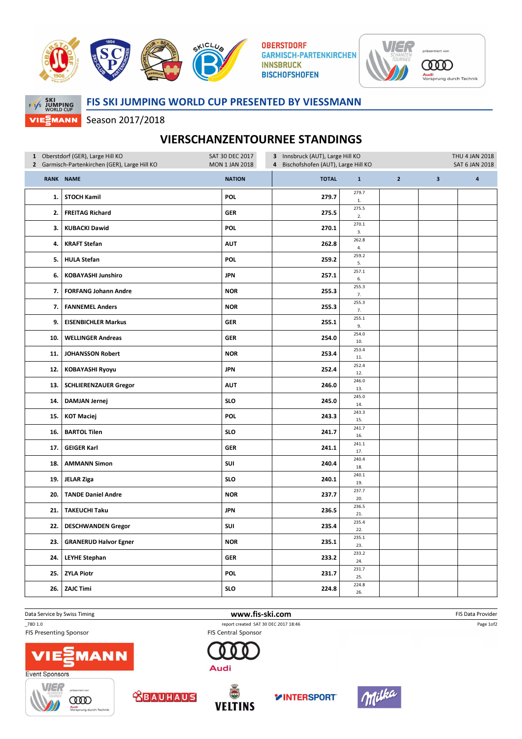OBERSTDORF
GARMISCH-PARTENKIRCHEN
INNSBRUCK
BISCHOFSHOFEN

## FIS SKI JUMPING WORLD CUP PRESENTED BY VIESSMANN

Season 2017/2018

# VIERSCHANZENTOURNEE STANDINGS

1 Oberstdorf (GER), Large Hill KO — SAT 30 DEC 2017
2 Garmisch-Partenkirchen (GER), Large Hill KO — MON 1 JAN 2018
3 Innsbruck (AUT), Large Hill KO — THU 4 JAN 2018
4 Bischofshofen (AUT), Large Hill KO — SAT 6 JAN 2018

| RANK | NAME | NATION | TOTAL | 1 | 2 | 3 | 4 |
|---|---|---|---|---|---|---|---|
| 1. | STOCH Kamil | POL | 279.7 | 279.7  1. | | | |
| 2. | FREITAG Richard | GER | 275.5 | 275.5 2. | | | |
| 3. | KUBACKI Dawid | POL | 270.1 | 270.1 3. | | | |
| 4. | KRAFT Stefan | AUT | 262.8 | 262.8 4. | | | |
| 5. | HULA Stefan | POL | 259.2 | 259.2 5. | | | |
| 6. | KOBAYASHI Junshiro | JPN | 257.1 | 257.1 6. | | | |
| 7. | FORFANG Johann Andre | NOR | 255.3 | 255.3 7. | | | |
| 7. | FANNEMEL Anders | NOR | 255.3 | 255.3 7. | | | |
| 9. | EISENBICHLER Markus | GER | 255.1 | 255.1 9. | | | |
| 10. | WELLINGER Andreas | GER | 254.0 | 254.0 10. | | | |
| 11. | JOHANSSON Robert | NOR | 253.4 | 253.4 11. | | | |
| 12. | KOBAYASHI Ryoyu | JPN | 252.4 | 252.4 12. | | | |
| 13. | SCHLIERENZAUER Gregor | AUT | 246.0 | 246.0 13. | | | |
| 14. | DAMJAN Jernej | SLO | 245.0 | 245.0 14. | | | |
| 15. | KOT Maciej | POL | 243.3 | 243.3 15. | | | |
| 16. | BARTOL Tilen | SLO | 241.7 | 241.7 16. | | | |
| 17. | GEIGER Karl | GER | 241.1 | 241.1 17. | | | |
| 18. | AMMANN Simon | SUI | 240.4 | 240.4 18. | | | |
| 19. | JELAR Ziga | SLO | 240.1 | 240.1 19. | | | |
| 20. | TANDE Daniel Andre | NOR | 237.7 | 237.7 20. | | | |
| 21. | TAKEUCHI Taku | JPN | 236.5 | 236.5 21. | | | |
| 22. | DESCHWANDEN Gregor | SUI | 235.4 | 235.4 22. | | | |
| 23. | GRANERUD Halvor Egner | NOR | 235.1 | 235.1 23. | | | |
| 24. | LEYHE Stephan | GER | 233.2 | 233.2 24. | | | |
| 25. | ZYLA Piotr | POL | 231.7 | 231.7 25. | | | |
| 26. | ZAJC Timi | SLO | 224.8 | 224.8 26. | | | |

Data Service by Swiss Timing — www.fis-ski.com — FIS Data Provider

_78D 1.0 — report created SAT 30 DEC 2017 18:46

FIS Presenting Sponsor — FIS Central Sponsor

Event Sponsors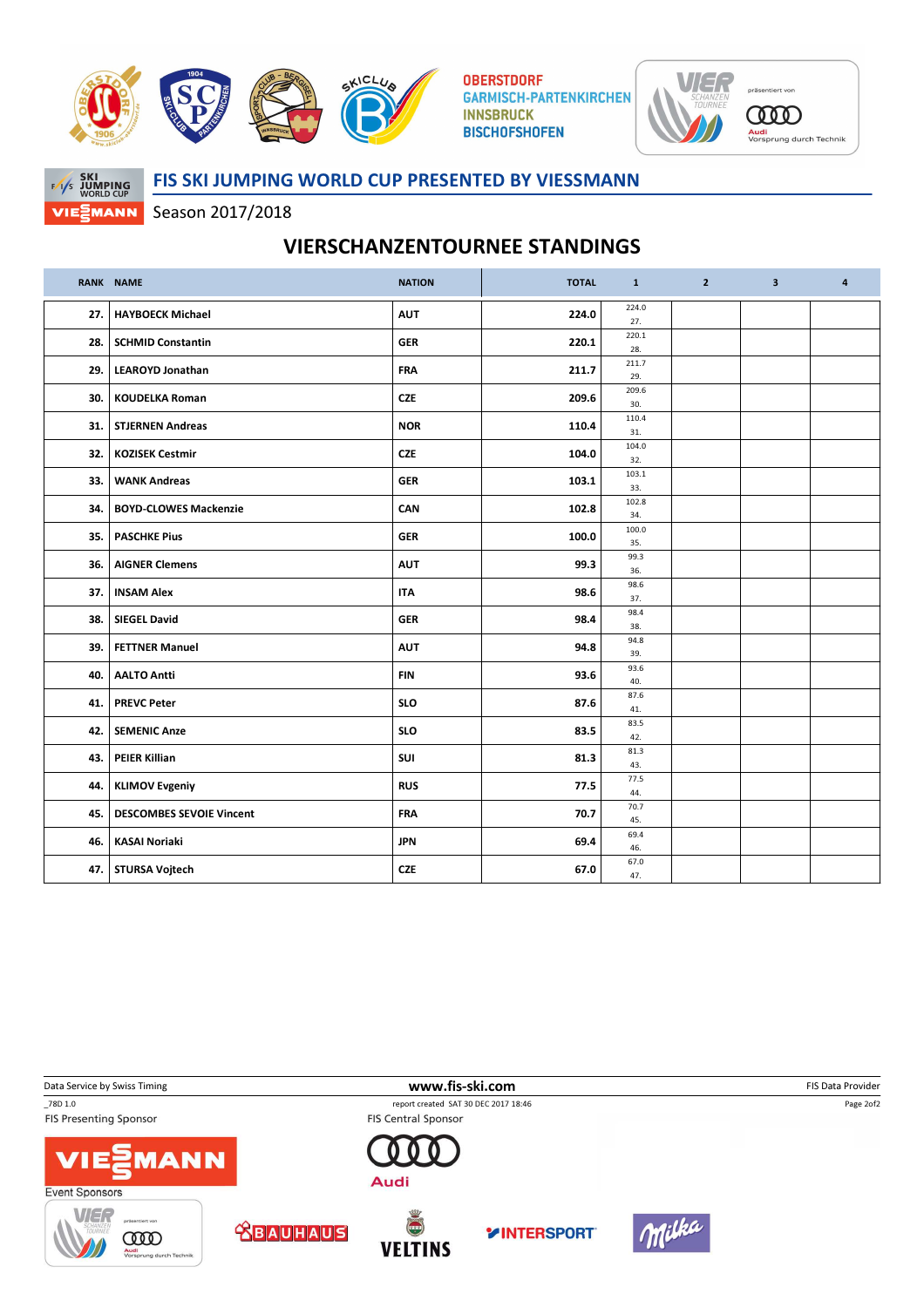OBERSTDORF
GARMISCH-PARTENKIRCHEN
INNSBRUCK
BISCHOFSHOFEN

## FIS SKI JUMPING WORLD CUP PRESENTED BY VIESSMANN

Season 2017/2018

# VIERSCHANZENTOURNEE STANDINGS

| RANK | NAME | NATION | TOTAL | 1 | 2 | 3 | 4 |
|---|---|---|---|---|---|---|---|
| 27. | HAYBOECK Michael | AUT | 224.0 | 224.0 27. | | | |
| 28. | SCHMID Constantin | GER | 220.1 | 220.1 28. | | | |
| 29. | LEAROYD Jonathan | FRA | 211.7 | 211.7 29. | | | |
| 30. | KOUDELKA Roman | CZE | 209.6 | 209.6 30. | | | |
| 31. | STJERNEN Andreas | NOR | 110.4 | 110.4 31. | | | |
| 32. | KOZISEK Cestmir | CZE | 104.0 | 104.0 32. | | | |
| 33. | WANK Andreas | GER | 103.1 | 103.1 33. | | | |
| 34. | BOYD-CLOWES Mackenzie | CAN | 102.8 | 102.8 34. | | | |
| 35. | PASCHKE Pius | GER | 100.0 | 100.0 35. | | | |
| 36. | AIGNER Clemens | AUT | 99.3 | 99.3 36. | | | |
| 37. | INSAM Alex | ITA | 98.6 | 98.6 37. | | | |
| 38. | SIEGEL David | GER | 98.4 | 98.4 38. | | | |
| 39. | FETTNER Manuel | AUT | 94.8 | 94.8 39. | | | |
| 40. | AALTO Antti | FIN | 93.6 | 93.6 40. | | | |
| 41. | PREVC Peter | SLO | 87.6 | 87.6 41. | | | |
| 42. | SEMENIC Anze | SLO | 83.5 | 83.5 42. | | | |
| 43. | PEIER Killian | SUI | 81.3 | 81.3 43. | | | |
| 44. | KLIMOV Evgeniy | RUS | 77.5 | 77.5 44. | | | |
| 45. | DESCOMBES SEVOIE Vincent | FRA | 70.7 | 70.7 45. | | | |
| 46. | KASAI Noriaki | JPN | 69.4 | 69.4 46. | | | |
| 47. | STURSA Vojtech | CZE | 67.0 | 67.0 47. | | | |

Data Service by Swiss Timing — www.fis-ski.com — FIS Data Provider

_78D 1.0 — report created SAT 30 DEC 2017 18:46

FIS Presenting Sponsor — FIS Central Sponsor

Event Sponsors